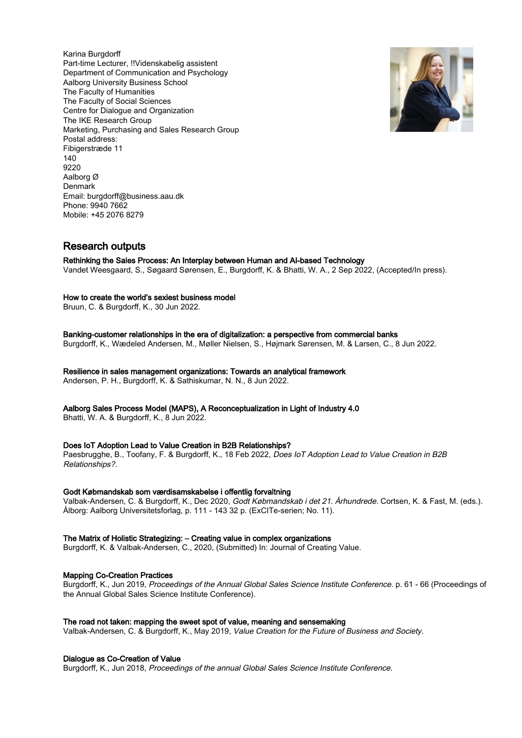Karina Burgdorff
Part-time Lecturer, !!Videnskabelig assistent
Department of Communication and Psychology
Aalborg University Business School
The Faculty of Humanities
The Faculty of Social Sciences
Centre for Dialogue and Organization
The IKE Research Group
Marketing, Purchasing and Sales Research Group
Postal address:
Fibigerstræde 11
140
9220
Aalborg Ø
Denmark
Email: burgdorff@business.aau.dk
Phone: 9940 7662
Mobile: +45 2076 8279

## Research outputs

**Rethinking the Sales Process: An Interplay between Human and AI-based Technology**
Vandet Weesgaard, S., Søgaard Sørensen, E., Burgdorff, K. & Bhatti, W. A., 2 Sep 2022, (Accepted/In press).

**How to create the world's sexiest business model**
Bruun, C. & Burgdorff, K., 30 Jun 2022.

**Banking-customer relationships in the era of digitalization: a perspective from commercial banks**
Burgdorff, K., Wædeled Andersen, M., Møller Nielsen, S., Højmark Sørensen, M. & Larsen, C., 8 Jun 2022.

**Resilience in sales management organizations: Towards an analytical framework**
Andersen, P. H., Burgdorff, K. & Sathiskumar, N. N., 8 Jun 2022.

**Aalborg Sales Process Model (MAPS), A Reconceptualization in Light of Industry 4.0**
Bhatti, W. A. & Burgdorff, K., 8 Jun 2022.

**Does IoT Adoption Lead to Value Creation in B2B Relationships?**
Paesbrugghe, B., Toofany, F. & Burgdorff, K., 18 Feb 2022, *Does IoT Adoption Lead to Value Creation in B2B Relationships?.*

**Godt Købmandskab som værdisamskabelse i offentlig forvaltning**
Valbak-Andersen, C. & Burgdorff, K., Dec 2020, *Godt Købmandskab i det 21. Århundrede.* Cortsen, K. & Fast, M. (eds.). Ålborg: Aalborg Universitetsforlag, p. 111 - 143 32 p. (ExCITe-serien; No. 11).

**The Matrix of Holistic Strategizing: – Creating value in complex organizations**
Burgdorff, K. & Valbak-Andersen, C., 2020, (Submitted) In: Journal of Creating Value.

**Mapping Co-Creation Practices**
Burgdorff, K., Jun 2019, *Proceedings of the Annual Global Sales Science Institute Conference.* p. 61 - 66 (Proceedings of the Annual Global Sales Science Institute Conference).

**The road not taken: mapping the sweet spot of value, meaning and sensemaking**
Valbak-Andersen, C. & Burgdorff, K., May 2019, *Value Creation for the Future of Business and Society.*

**Dialogue as Co-Creation of Value**
Burgdorff, K., Jun 2018, *Proceedings of the annual Global Sales Science Institute Conference.*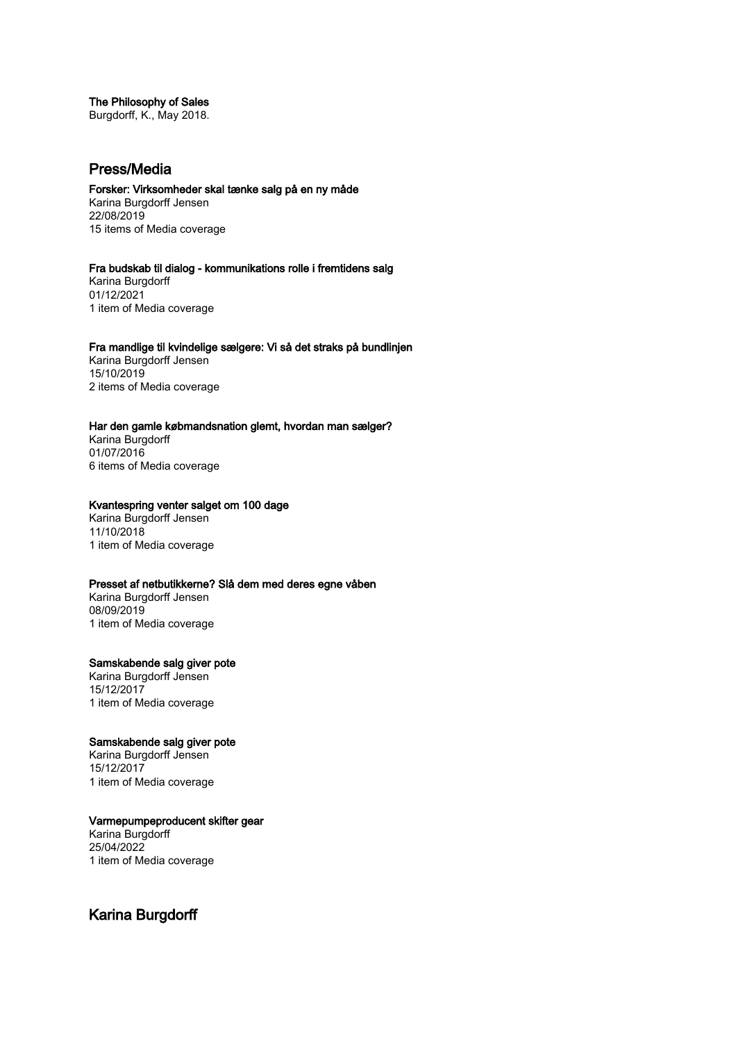**The Philosophy of Sales**
Burgdorff, K., May 2018.

## Press/Media

**Forsker: Virksomheder skal tænke salg på en ny måde**
Karina Burgdorff Jensen
22/08/2019
15 items of Media coverage

**Fra budskab til dialog - kommunikations rolle i fremtidens salg**
Karina Burgdorff
01/12/2021
1 item of Media coverage

**Fra mandlige til kvindelige sælgere: Vi så det straks på bundlinjen**
Karina Burgdorff Jensen
15/10/2019
2 items of Media coverage

**Har den gamle købmandsnation glemt, hvordan man sælger?**
Karina Burgdorff
01/07/2016
6 items of Media coverage

**Kvantespring venter salget om 100 dage**
Karina Burgdorff Jensen
11/10/2018
1 item of Media coverage

**Presset af netbutikkerne? Slå dem med deres egne våben**
Karina Burgdorff Jensen
08/09/2019
1 item of Media coverage

**Samskabende salg giver pote**
Karina Burgdorff Jensen
15/12/2017
1 item of Media coverage

**Samskabende salg giver pote**
Karina Burgdorff Jensen
15/12/2017
1 item of Media coverage

**Varmepumpeproducent skifter gear**
Karina Burgdorff
25/04/2022
1 item of Media coverage

## Karina Burgdorff